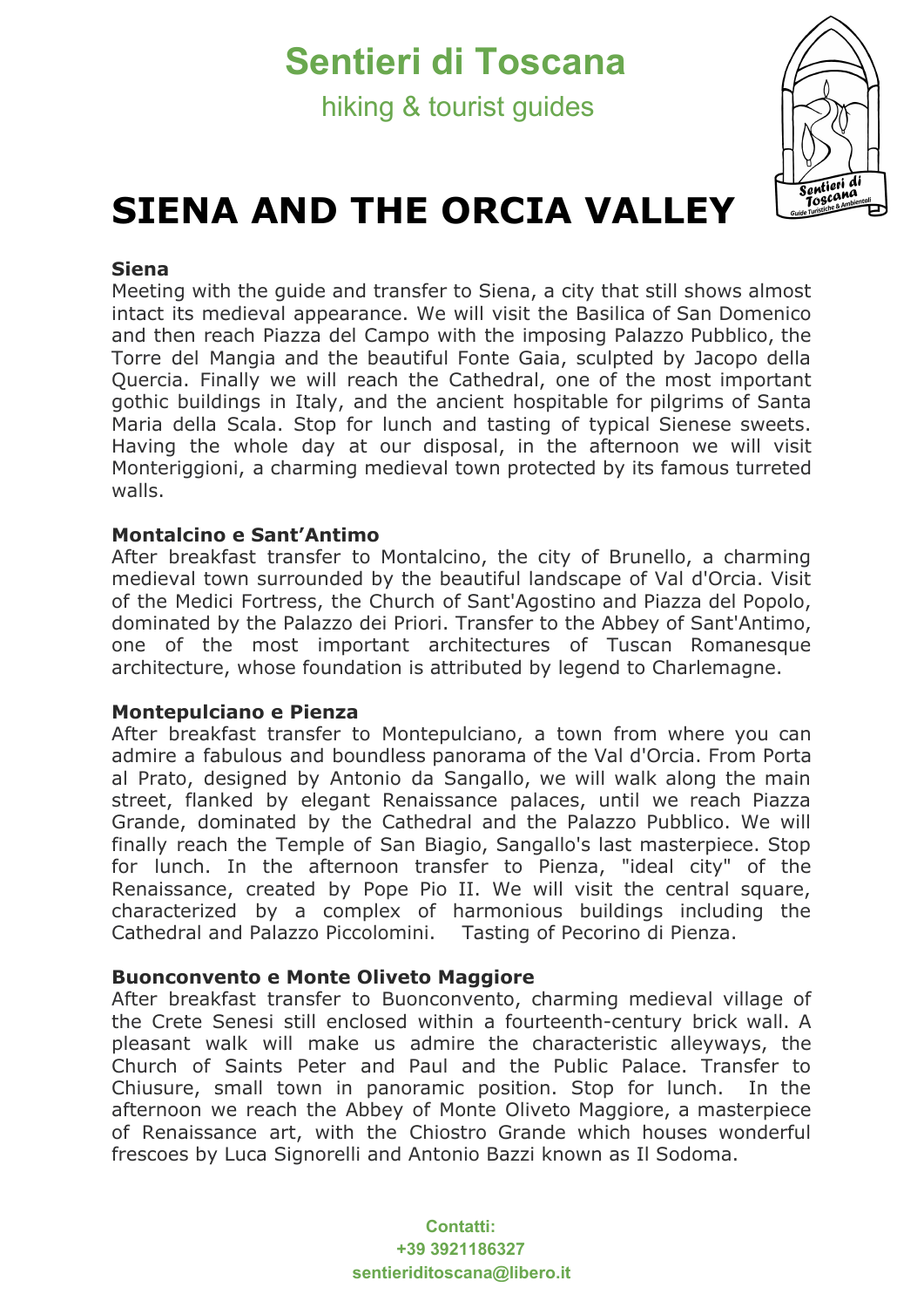# Sentieri di Toscana

hiking & tourist guides

# SIENA AND THE ORCIA VALLEY

**Siena**

Meeting with the guide and transfer to Siena, a city that still shows almost intact its medieval appearance. We will visit the Basilica of San Domenico and then reach Piazza del Campo with the imposing Palazzo Pubblico, the Torre del Mangia and the beautiful Fonte Gaia, sculpted by Jacopo della Quercia. Finally we will reach the Cathedral, one of the most important gothic buildings in Italy, and the ancient hospitable for pilgrims of Santa Maria della Scala. Stop for lunch and tasting of typical Sienese sweets. Having the whole day at our disposal, in the afternoon we will visit Monteriggioni, a charming medieval town protected by its famous turreted walls.

**Montalcino e Sant'Antimo**

After breakfast transfer to Montalcino, the city of Brunello, a charming medieval town surrounded by the beautiful landscape of Val d'Orcia. Visit of the Medici Fortress, the Church of Sant'Agostino and Piazza del Popolo, dominated by the Palazzo dei Priori. Transfer to the Abbey of Sant'Antimo, one of the most important architectures of Tuscan Romanesque architecture, whose foundation is attributed by legend to Charlemagne.

**Montepulciano e Pienza**

After breakfast transfer to Montepulciano, a town from where you can admire a fabulous and boundless panorama of the Val d'Orcia. From Porta al Prato, designed by Antonio da Sangallo, we will walk along the main street, flanked by elegant Renaissance palaces, until we reach Piazza Grande, dominated by the Cathedral and the Palazzo Pubblico. We will finally reach the Temple of San Biagio, Sangallo's last masterpiece. Stop for lunch. In the afternoon transfer to Pienza, "ideal city" of the Renaissance, created by Pope Pio II. We will visit the central square, characterized by a complex of harmonious buildings including the Cathedral and Palazzo Piccolomini. Tasting of Pecorino di Pienza.

**Buonconvento e Monte Oliveto Maggiore**

After breakfast transfer to Buonconvento, charming medieval village of the Crete Senesi still enclosed within a fourteenth-century brick wall. A pleasant walk will make us admire the characteristic alleyways, the Church of Saints Peter and Paul and the Public Palace. Transfer to Chiusure, small town in panoramic position. Stop for lunch. In the afternoon we reach the Abbey of Monte Oliveto Maggiore, a masterpiece of Renaissance art, with the Chiostro Grande which houses wonderful frescoes by Luca Signorelli and Antonio Bazzi known as Il Sodoma.

**Contatti:**
**+39 3921186327**
**sentieriditoscana@libero.it**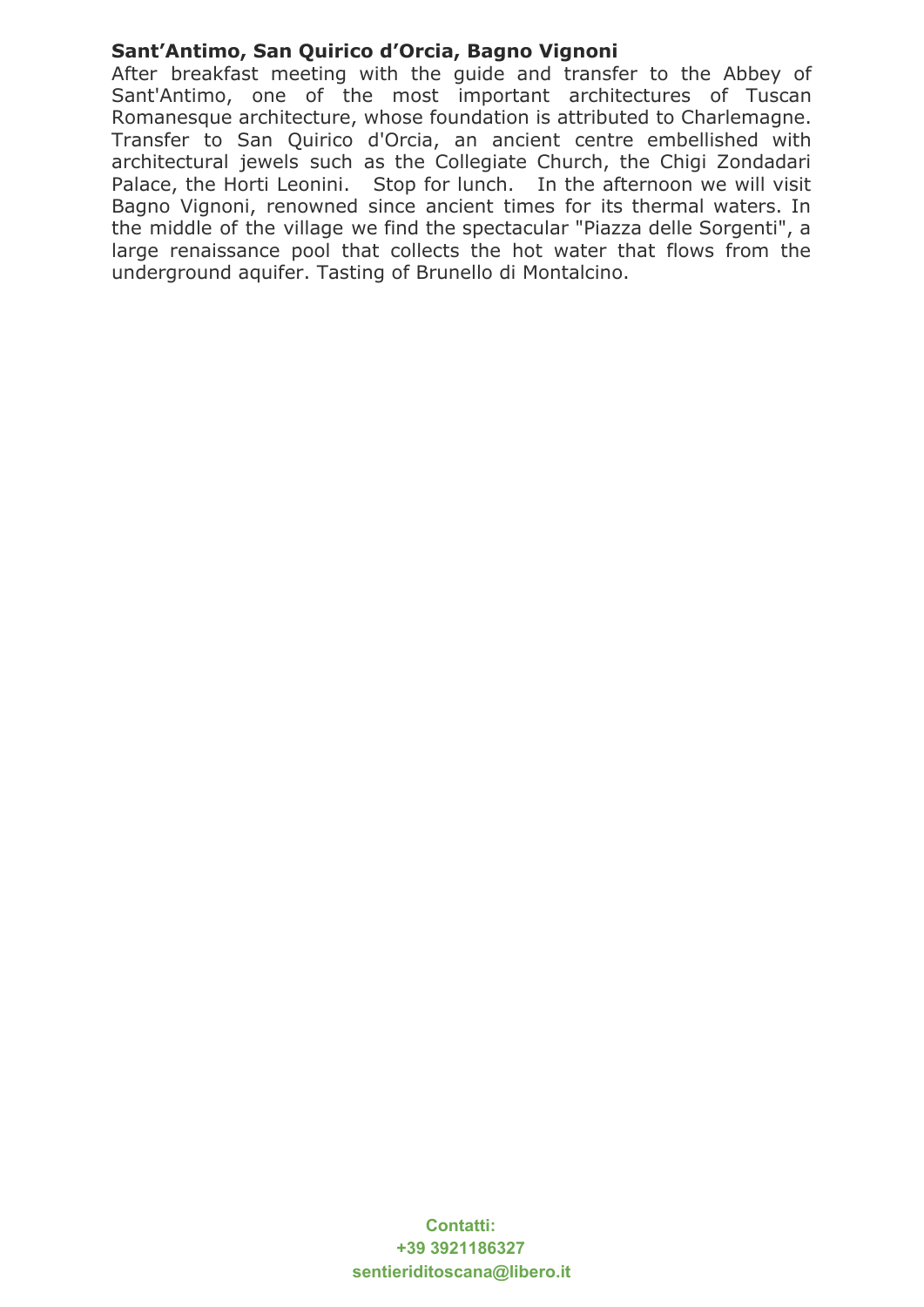**Sant'Antimo, San Quirico d'Orcia, Bagno Vignoni**

After breakfast meeting with the guide and transfer to the Abbey of Sant'Antimo, one of the most important architectures of Tuscan Romanesque architecture, whose foundation is attributed to Charlemagne. Transfer to San Quirico d'Orcia, an ancient centre embellished with architectural jewels such as the Collegiate Church, the Chigi Zondadari Palace, the Horti Leonini. Stop for lunch. In the afternoon we will visit Bagno Vignoni, renowned since ancient times for its thermal waters. In the middle of the village we find the spectacular "Piazza delle Sorgenti", a large renaissance pool that collects the hot water that flows from the underground aquifer. Tasting of Brunello di Montalcino.

**Contatti:**
**+39 3921186327**
**sentieriditoscana@libero.it**